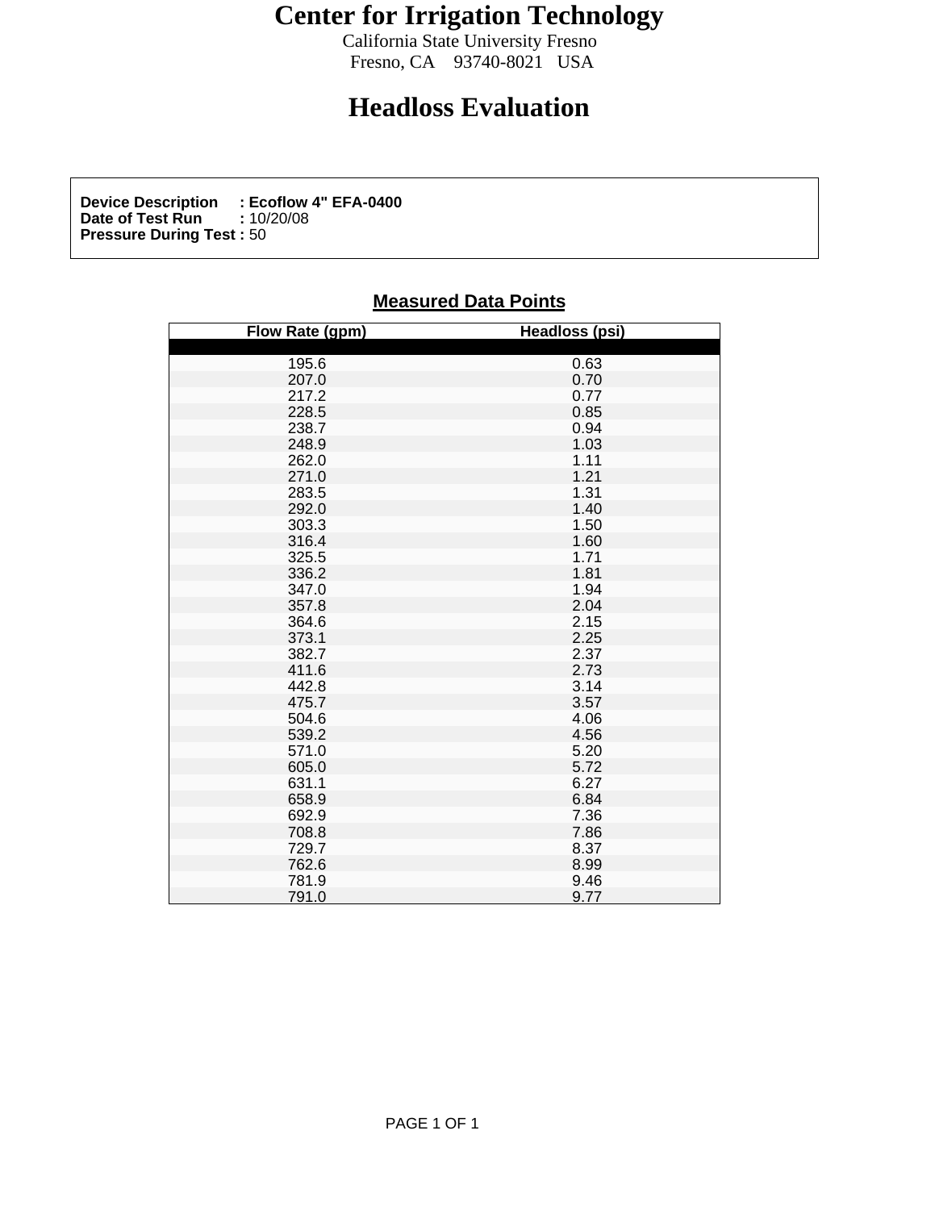# Center for Irrigation Technology

California State University Fresno
Fresno, CA 93740-8021 USA

# Headloss Evaluation

**Device Description : Ecoflow 4" EFA-0400**
**Date of Test Run :** 10/20/08
**Pressure During Test :** 50

## Measured Data Points

| Flow Rate (gpm) | Headloss (psi) |
|---|---|
| 195.6 | 0.63 |
| 207.0 | 0.70 |
| 217.2 | 0.77 |
| 228.5 | 0.85 |
| 238.7 | 0.94 |
| 248.9 | 1.03 |
| 262.0 | 1.11 |
| 271.0 | 1.21 |
| 283.5 | 1.31 |
| 292.0 | 1.40 |
| 303.3 | 1.50 |
| 316.4 | 1.60 |
| 325.5 | 1.71 |
| 336.2 | 1.81 |
| 347.0 | 1.94 |
| 357.8 | 2.04 |
| 364.6 | 2.15 |
| 373.1 | 2.25 |
| 382.7 | 2.37 |
| 411.6 | 2.73 |
| 442.8 | 3.14 |
| 475.7 | 3.57 |
| 504.6 | 4.06 |
| 539.2 | 4.56 |
| 571.0 | 5.20 |
| 605.0 | 5.72 |
| 631.1 | 6.27 |
| 658.9 | 6.84 |
| 692.9 | 7.36 |
| 708.8 | 7.86 |
| 729.7 | 8.37 |
| 762.6 | 8.99 |
| 781.9 | 9.46 |
| 791.0 | 9.77 |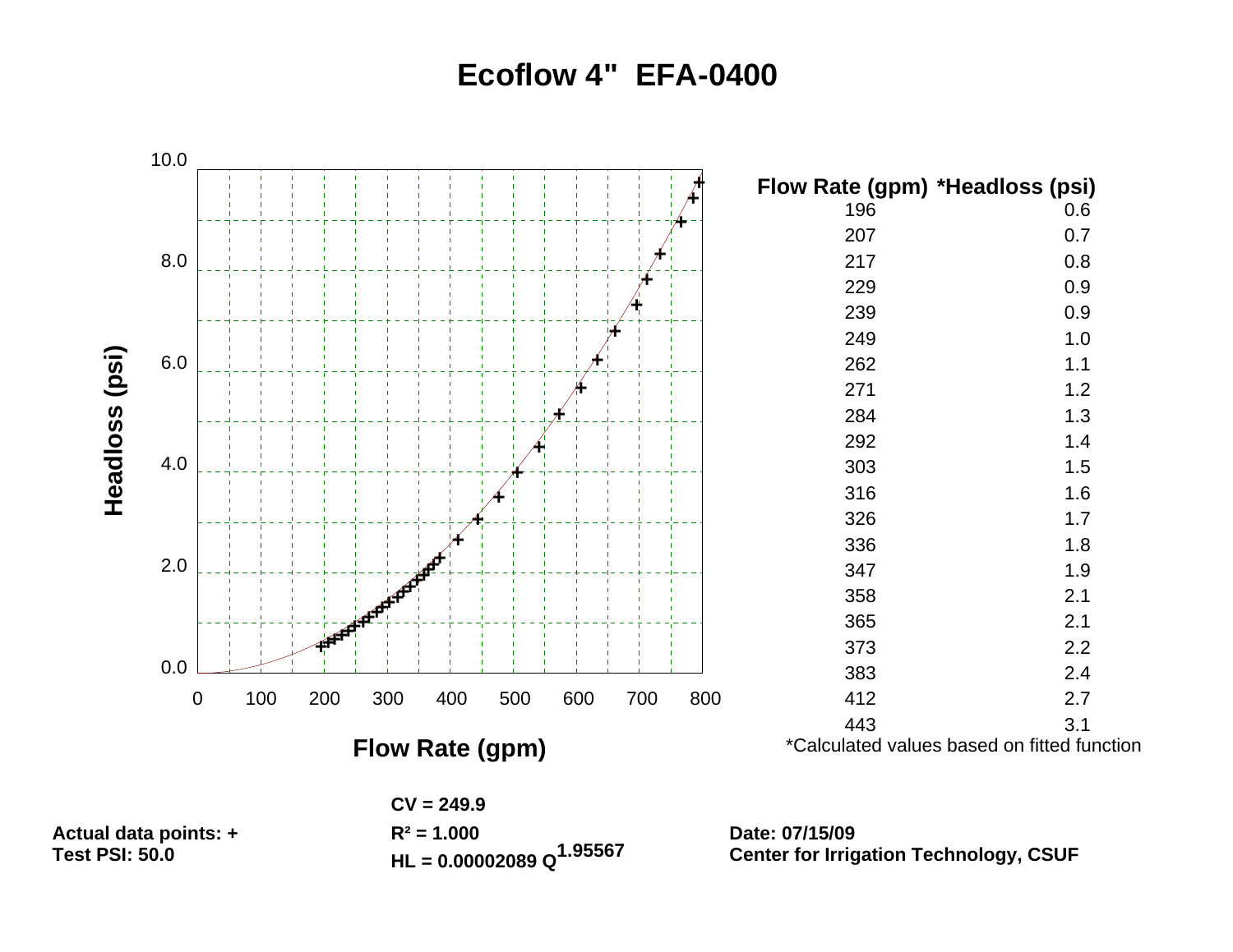# Ecoflow 4" EFA-0400

10.0
8.0
6.0
4.0
2.0
0.0

0
100
200
300
400
500
600
700
800

Headloss (psi)

Flow Rate (gpm)

| Flow Rate (gpm) | *Headloss (psi) |
|---|---|
| 196 | 0.6 |
| 207 | 0.7 |
| 217 | 0.8 |
| 229 | 0.9 |
| 239 | 0.9 |
| 249 | 1.0 |
| 262 | 1.1 |
| 271 | 1.2 |
| 284 | 1.3 |
| 292 | 1.4 |
| 303 | 1.5 |
| 316 | 1.6 |
| 326 | 1.7 |
| 336 | 1.8 |
| 347 | 1.9 |
| 358 | 2.1 |
| 365 | 2.1 |
| 373 | 2.2 |
| 383 | 2.4 |
| 412 | 2.7 |
| 443 | 3.1 |

*Calculated values based on fitted function

**Actual data points: +**
**Test PSI: 50.0**

**CV = 249.9**
**$R^2$ = 1.000**
**$HL = 0.00002089\ Q^{1.95567}$**

**Date: 07/15/09**
**Center for Irrigation Technology, CSUF**